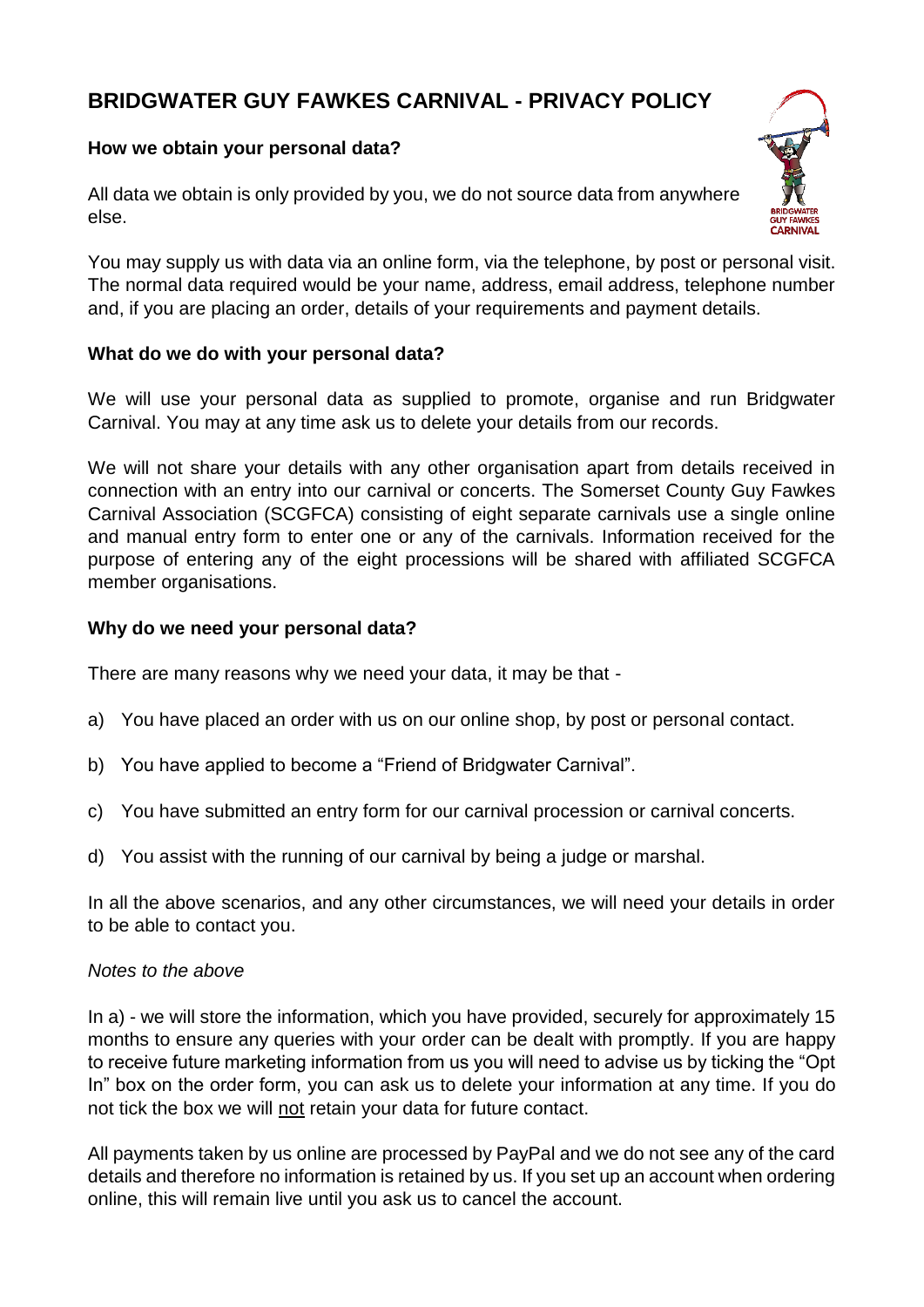# BRIDGWATER GUY FAWKES CARNIVAL - PRIVACY POLICY

### How we obtain your personal data?

All data we obtain is only provided by you, we do not source data from anywhere else.

You may supply us with data via an online form, via the telephone, by post or personal visit. The normal data required would be your name, address, email address, telephone number and, if you are placing an order, details of your requirements and payment details.

### What do we do with your personal data?

We will use your personal data as supplied to promote, organise and run Bridgwater Carnival. You may at any time ask us to delete your details from our records.

We will not share your details with any other organisation apart from details received in connection with an entry into our carnival or concerts. The Somerset County Guy Fawkes Carnival Association (SCGFCA) consisting of eight separate carnivals use a single online and manual entry form to enter one or any of the carnivals. Information received for the purpose of entering any of the eight processions will be shared with affiliated SCGFCA member organisations.

### Why do we need your personal data?

There are many reasons why we need your data, it may be that -

a) You have placed an order with us on our online shop, by post or personal contact.

b) You have applied to become a "Friend of Bridgwater Carnival".

c) You have submitted an entry form for our carnival procession or carnival concerts.

d) You assist with the running of our carnival by being a judge or marshal.

In all the above scenarios, and any other circumstances, we will need your details in order to be able to contact you.

*Notes to the above*

In a) - we will store the information, which you have provided, securely for approximately 15 months to ensure any queries with your order can be dealt with promptly. If you are happy to receive future marketing information from us you will need to advise us by ticking the "Opt In" box on the order form, you can ask us to delete your information at any time. If you do not tick the box we will <u>not</u> retain your data for future contact.

All payments taken by us online are processed by PayPal and we do not see any of the card details and therefore no information is retained by us. If you set up an account when ordering online, this will remain live until you ask us to cancel the account.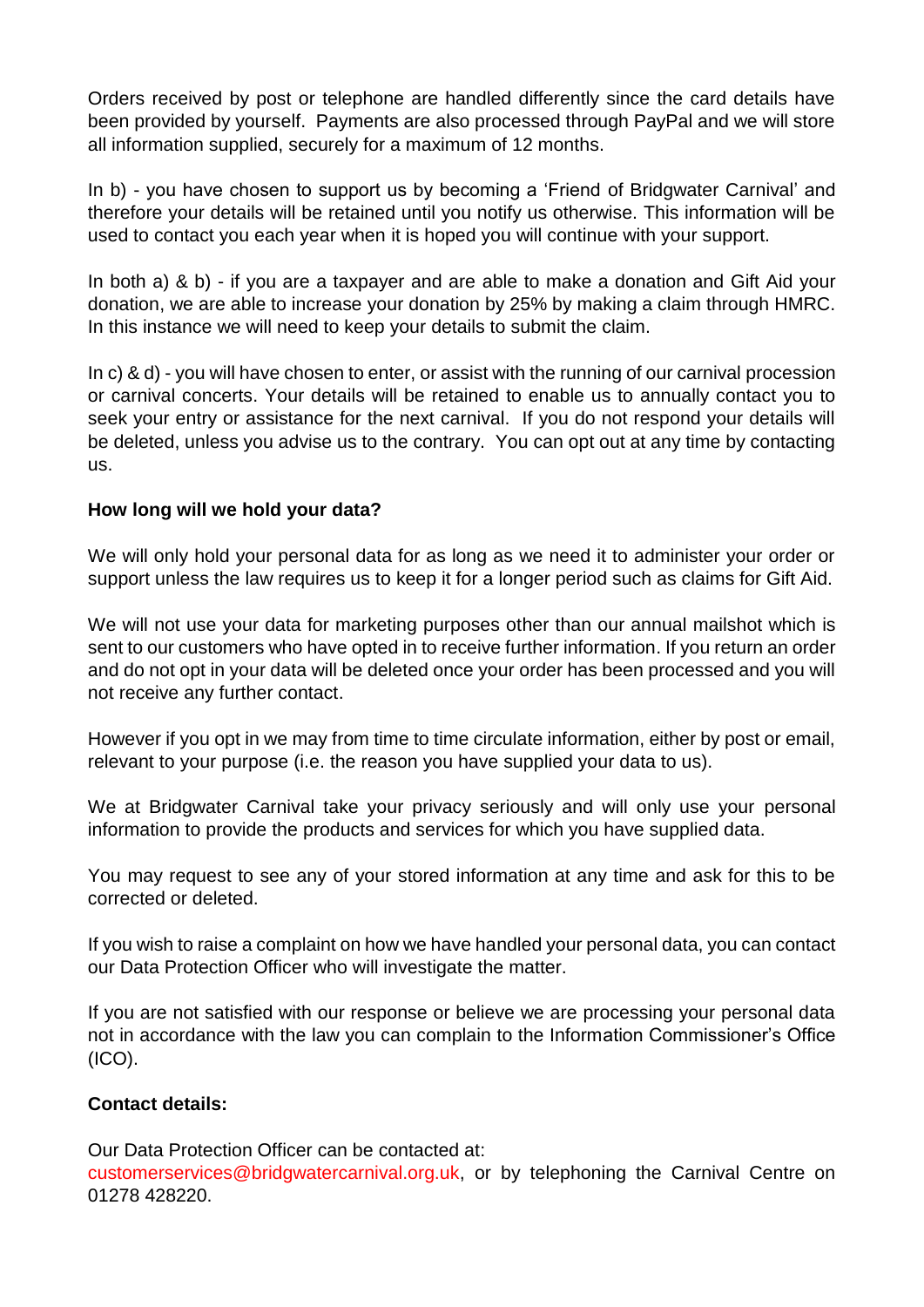Orders received by post or telephone are handled differently since the card details have been provided by yourself. Payments are also processed through PayPal and we will store all information supplied, securely for a maximum of 12 months.

In b) - you have chosen to support us by becoming a 'Friend of Bridgwater Carnival' and therefore your details will be retained until you notify us otherwise. This information will be used to contact you each year when it is hoped you will continue with your support.

In both a) & b) - if you are a taxpayer and are able to make a donation and Gift Aid your donation, we are able to increase your donation by 25% by making a claim through HMRC. In this instance we will need to keep your details to submit the claim.

In c) & d) - you will have chosen to enter, or assist with the running of our carnival procession or carnival concerts. Your details will be retained to enable us to annually contact you to seek your entry or assistance for the next carnival. If you do not respond your details will be deleted, unless you advise us to the contrary. You can opt out at any time by contacting us.

**How long will we hold your data?**

We will only hold your personal data for as long as we need it to administer your order or support unless the law requires us to keep it for a longer period such as claims for Gift Aid.

We will not use your data for marketing purposes other than our annual mailshot which is sent to our customers who have opted in to receive further information. If you return an order and do not opt in your data will be deleted once your order has been processed and you will not receive any further contact.

However if you opt in we may from time to time circulate information, either by post or email, relevant to your purpose (i.e. the reason you have supplied your data to us).

We at Bridgwater Carnival take your privacy seriously and will only use your personal information to provide the products and services for which you have supplied data.

You may request to see any of your stored information at any time and ask for this to be corrected or deleted.

If you wish to raise a complaint on how we have handled your personal data, you can contact our Data Protection Officer who will investigate the matter.

If you are not satisfied with our response or believe we are processing your personal data not in accordance with the law you can complain to the Information Commissioner's Office (ICO).

**Contact details:**

Our Data Protection Officer can be contacted at: customerservices@bridgwatercarnival.org.uk, or by telephoning the Carnival Centre on 01278 428220.